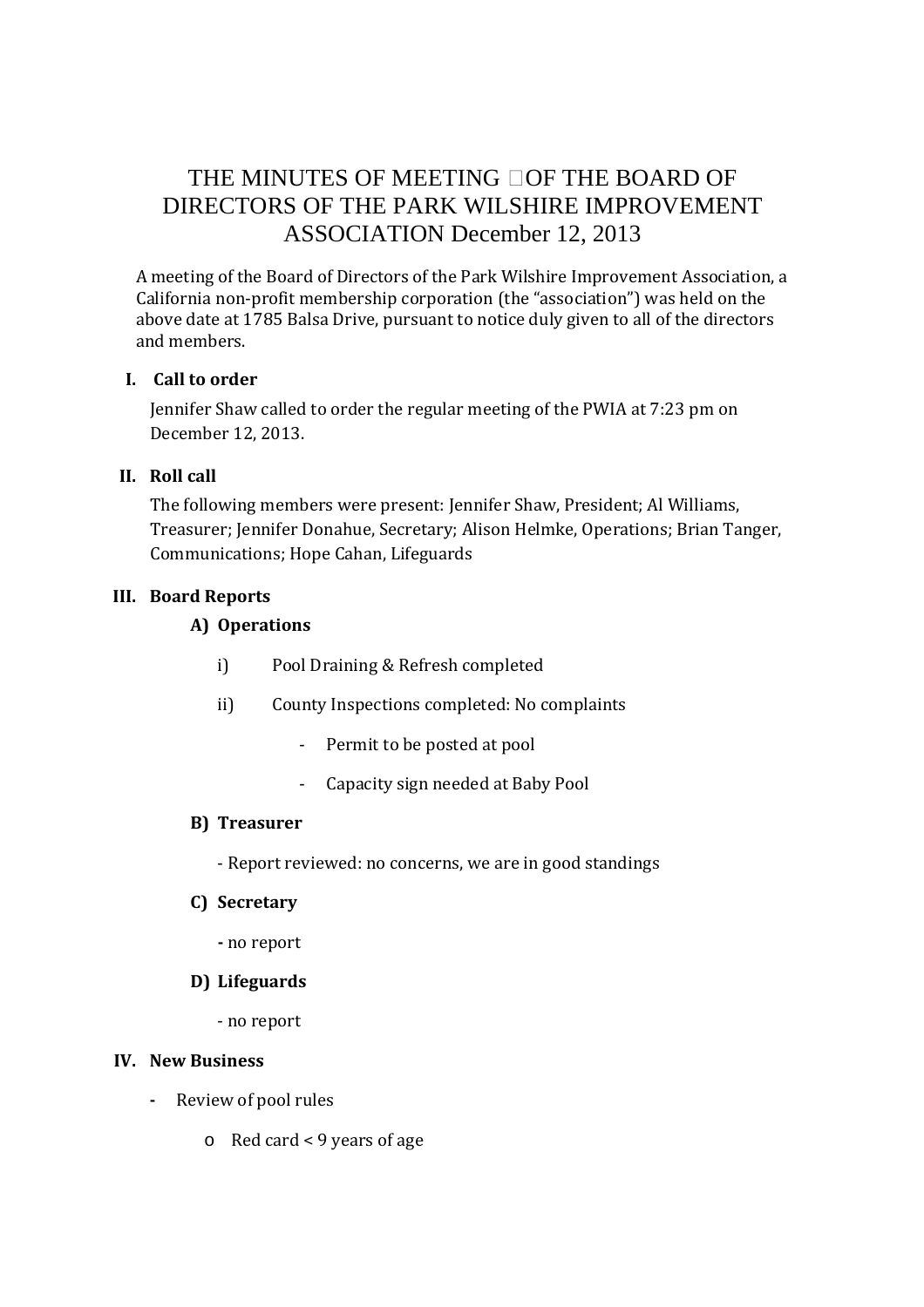# THE MINUTES OF MEETING OF THE BOARD OF DIRECTORS OF THE PARK WILSHIRE IMPROVEMENT ASSOCIATION December 12, 2013

A meeting of the Board of Directors of the Park Wilshire Improvement Association, a California non-profit membership corporation (the "association") was held on the above date at 1785 Balsa Drive, pursuant to notice duly given to all of the directors and members.

## I. Call to order

Jennifer Shaw called to order the regular meeting of the PWIA at 7:23 pm on December 12, 2013.

## II. Roll call

The following members were present: Jennifer Shaw, President; Al Williams, Treasurer; Jennifer Donahue, Secretary; Alison Helmke, Operations; Brian Tanger, Communications; Hope Cahan, Lifeguards

## III. Board Reports

### A) Operations

i) Pool Draining & Refresh completed

ii) County Inspections completed: No complaints

- Permit to be posted at pool
- Capacity sign needed at Baby Pool

### B) Treasurer

- Report reviewed: no concerns, we are in good standings

### C) Secretary

- no report

### D) Lifeguards

- no report

## IV. New Business

- Review of pool rules
  - Red card < 9 years of age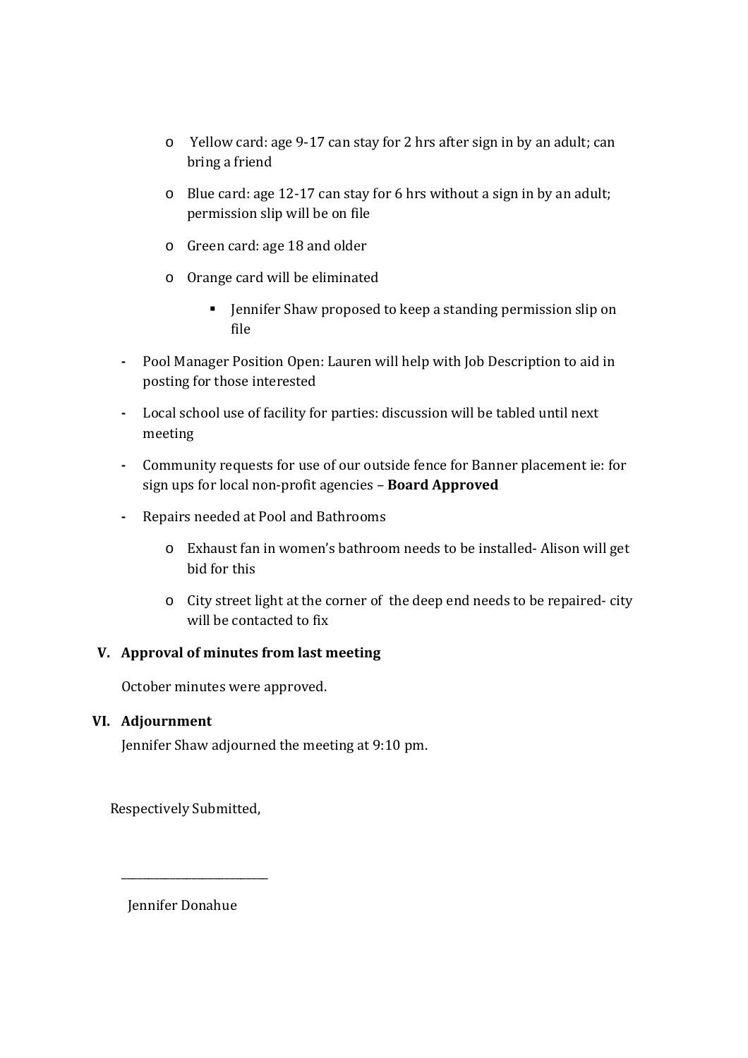- Yellow card: age 9-17 can stay for 2 hrs after sign in by an adult; can bring a friend
  - Blue card: age 12-17 can stay for 6 hrs without a sign in by an adult; permission slip will be on file
  - Green card: age 18 and older
  - Orange card will be eliminated
    - Jennifer Shaw proposed to keep a standing permission slip on file

- Pool Manager Position Open: Lauren will help with Job Description to aid in posting for those interested
- Local school use of facility for parties: discussion will be tabled until next meeting
- Community requests for use of our outside fence for Banner placement ie: for sign ups for local non-profit agencies – **Board Approved**
- Repairs needed at Pool and Bathrooms
  - Exhaust fan in women's bathroom needs to be installed- Alison will get bid for this
  - City street light at the corner of the deep end needs to be repaired- city will be contacted to fix

## V. Approval of minutes from last meeting

October minutes were approved.

## VI. Adjournment

Jennifer Shaw adjourned the meeting at 9:10 pm.

Respectively Submitted,

___________________________

Jennifer Donahue